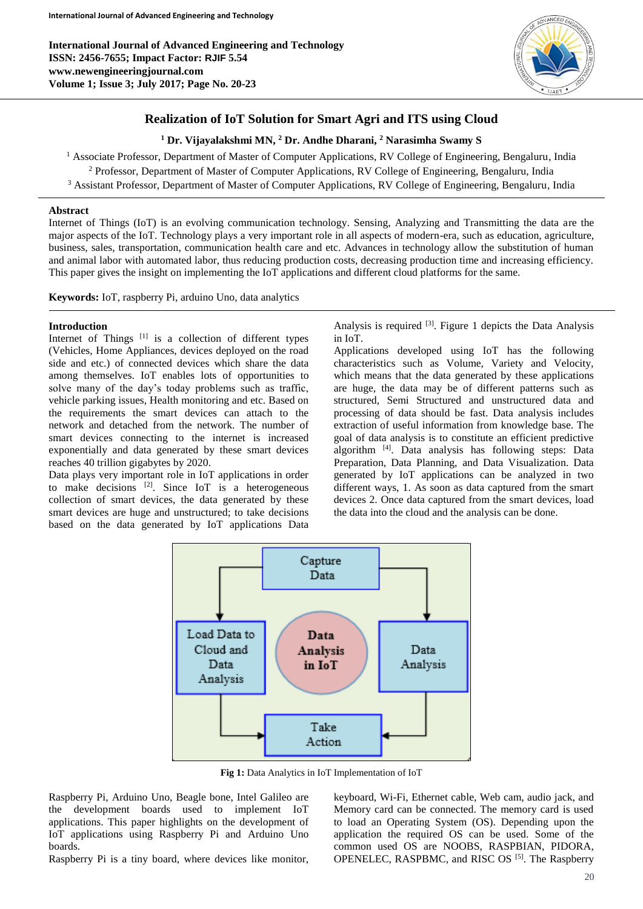# Realization of IoT Solution for Smart Agri and ITS using Cloud

[1] Dr. Vijayalakshmi MN, [2] Dr. Andhe Dharani, [2] Narasimha Swamy S

[1] Associate Professor, Department of Master of Computer Applications, RV College of Engineering, Bengaluru, India
[2] Professor, Department of Master of Computer Applications, RV College of Engineering, Bengaluru, India
[3] Assistant Professor, Department of Master of Computer Applications, RV College of Engineering, Bengaluru, India

## Abstract

Internet of Things (IoT) is an evolving communication technology. Sensing, Analyzing and Transmitting the data are the major aspects of the IoT. Technology plays a very important role in all aspects of modern-era, such as education, agriculture, business, sales, transportation, communication health care and etc. Advances in technology allow the substitution of human and animal labor with automated labor, thus reducing production costs, decreasing production time and increasing efficiency. This paper gives the insight on implementing the IoT applications and different cloud platforms for the same.

**Keywords:** IoT, raspberry Pi, arduino Uno, data analytics

## Introduction

Internet of Things [1] is a collection of different types (Vehicles, Home Appliances, devices deployed on the road side and etc.) of connected devices which share the data among themselves. IoT enables lots of opportunities to solve many of the day's today problems such as traffic, vehicle parking issues, Health monitoring and etc. Based on the requirements the smart devices can attach to the network and detached from the network. The number of smart devices connecting to the internet is increased exponentially and data generated by these smart devices reaches 40 trillion gigabytes by 2020.

Data plays very important role in IoT applications in order to make decisions [2]. Since IoT is a heterogeneous collection of smart devices, the data generated by these smart devices are huge and unstructured; to take decisions based on the data generated by IoT applications Data Analysis is required [3]. Figure 1 depicts the Data Analysis in IoT.

Applications developed using IoT has the following characteristics such as Volume, Variety and Velocity, which means that the data generated by these applications are huge, the data may be of different patterns such as structured, Semi Structured and unstructured data and processing of data should be fast. Data analysis includes extraction of useful information from knowledge base. The goal of data analysis is to constitute an efficient predictive algorithm [4]. Data analysis has following steps: Data Preparation, Data Planning, and Data Visualization. Data generated by IoT applications can be analyzed in two different ways, 1. As soon as data captured from the smart devices 2. Once data captured from the smart devices, load the data into the cloud and the analysis can be done.

**Fig 1:** Data Analytics in IoT Implementation of IoT

Raspberry Pi, Arduino Uno, Beagle bone, Intel Galileo are the development boards used to implement IoT applications. This paper highlights on the development of IoT applications using Raspberry Pi and Arduino Uno boards.

Raspberry Pi is a tiny board, where devices like monitor, keyboard, Wi-Fi, Ethernet cable, Web cam, audio jack, and Memory card can be connected. The memory card is used to load an Operating System (OS). Depending upon the application the required OS can be used. Some of the common used OS are NOOBS, RASPBIAN, PIDORA, OPENELEC, RASPBMC, and RISC OS [5]. The Raspberry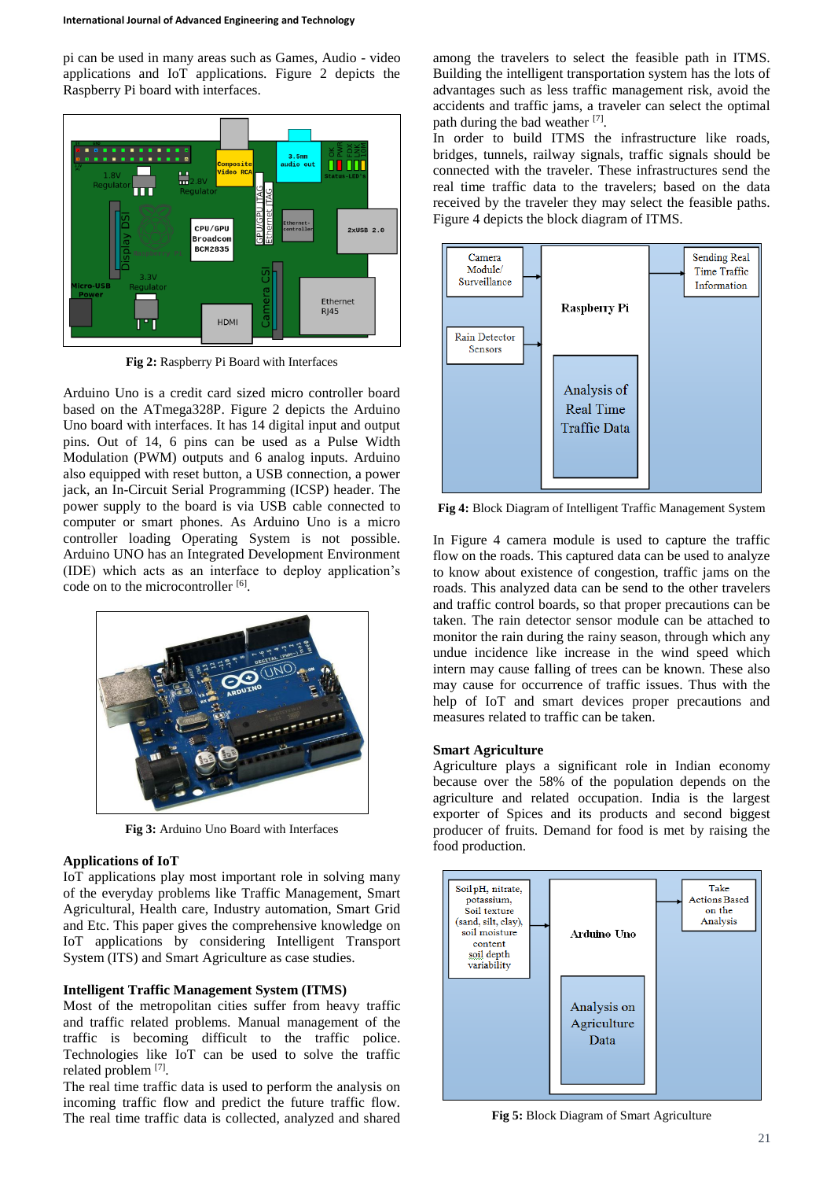pi can be used in many areas such as Games, Audio - video applications and IoT applications. Figure 2 depicts the Raspberry Pi board with interfaces.

**Fig 2:** Raspberry Pi Board with Interfaces

Arduino Uno is a credit card sized micro controller board based on the ATmega328P. Figure 2 depicts the Arduino Uno board with interfaces. It has 14 digital input and output pins. Out of 14, 6 pins can be used as a Pulse Width Modulation (PWM) outputs and 6 analog inputs. Arduino also equipped with reset button, a USB connection, a power jack, an In-Circuit Serial Programming (ICSP) header. The power supply to the board is via USB cable connected to computer or smart phones. As Arduino Uno is a micro controller loading Operating System is not possible. Arduino UNO has an Integrated Development Environment (IDE) which acts as an interface to deploy application's code on to the microcontroller [6].

**Fig 3:** Arduino Uno Board with Interfaces

### Applications of IoT

IoT applications play most important role in solving many of the everyday problems like Traffic Management, Smart Agricultural, Health care, Industry automation, Smart Grid and Etc. This paper gives the comprehensive knowledge on IoT applications by considering Intelligent Transport System (ITS) and Smart Agriculture as case studies.

### Intelligent Traffic Management System (ITMS)

Most of the metropolitan cities suffer from heavy traffic and traffic related problems. Manual management of the traffic is becoming difficult to the traffic police. Technologies like IoT can be used to solve the traffic related problem [7].

The real time traffic data is used to perform the analysis on incoming traffic flow and predict the future traffic flow. The real time traffic data is collected, analyzed and shared among the travelers to select the feasible path in ITMS. Building the intelligent transportation system has the lots of advantages such as less traffic management risk, avoid the accidents and traffic jams, a traveler can select the optimal path during the bad weather [7].

In order to build ITMS the infrastructure like roads, bridges, tunnels, railway signals, traffic signals should be connected with the traveler. These infrastructures send the real time traffic data to the travelers; based on the data received by the traveler they may select the feasible paths. Figure 4 depicts the block diagram of ITMS.

**Fig 4:** Block Diagram of Intelligent Traffic Management System

In Figure 4 camera module is used to capture the traffic flow on the roads. This captured data can be used to analyze to know about existence of congestion, traffic jams on the roads. This analyzed data can be send to the other travelers and traffic control boards, so that proper precautions can be taken. The rain detector sensor module can be attached to monitor the rain during the rainy season, through which any undue incidence like increase in the wind speed which intern may cause falling of trees can be known. These also may cause for occurrence of traffic issues. Thus with the help of IoT and smart devices proper precautions and measures related to traffic can be taken.

### Smart Agriculture

Agriculture plays a significant role in Indian economy because over the 58% of the population depends on the agriculture and related occupation. India is the largest exporter of Spices and its products and second biggest producer of fruits. Demand for food is met by raising the food production.

**Fig 5:** Block Diagram of Smart Agriculture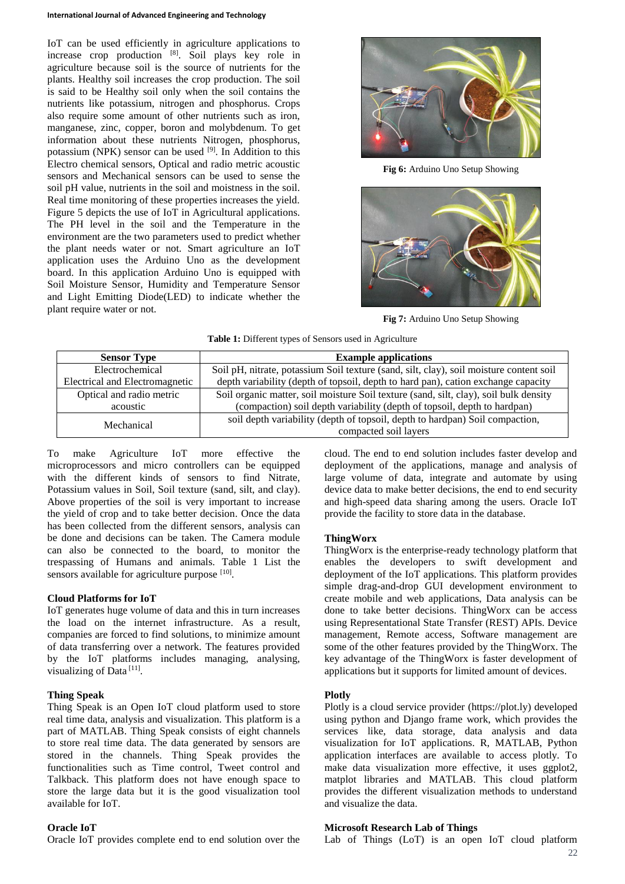IoT can be used efficiently in agriculture applications to increase crop production [8]. Soil plays key role in agriculture because soil is the source of nutrients for the plants. Healthy soil increases the crop production. The soil is said to be Healthy soil only when the soil contains the nutrients like potassium, nitrogen and phosphorus. Crops also require some amount of other nutrients such as iron, manganese, zinc, copper, boron and molybdenum. To get information about these nutrients Nitrogen, phosphorus, potassium (NPK) sensor can be used [9]. In Addition to this Electro chemical sensors, Optical and radio metric acoustic sensors and Mechanical sensors can be used to sense the soil pH value, nutrients in the soil and moistness in the soil. Real time monitoring of these properties increases the yield. Figure 5 depicts the use of IoT in Agricultural applications. The PH level in the soil and the Temperature in the environment are the two parameters used to predict whether the plant needs water or not. Smart agriculture an IoT application uses the Arduino Uno as the development board. In this application Arduino Uno is equipped with Soil Moisture Sensor, Humidity and Temperature Sensor and Light Emitting Diode(LED) to indicate whether the plant require water or not.

**Fig 6:** Arduino Uno Setup Showing

**Fig 7:** Arduino Uno Setup Showing

**Table 1:** Different types of Sensors used in Agriculture

| Sensor Type | Example applications |
|---|---|
| Electrochemical | Soil pH, nitrate, potassium Soil texture (sand, silt, clay), soil moisture content soil |
| Electrical and Electromagnetic | depth variability (depth of topsoil, depth to hard pan), cation exchange capacity |
| Optical and radio metric acoustic | Soil organic matter, soil moisture Soil texture (sand, silt, clay), soil bulk density (compaction) soil depth variability (depth of topsoil, depth to hardpan) |
| Mechanical | soil depth variability (depth of topsoil, depth to hardpan) Soil compaction, compacted soil layers |

To make Agriculture IoT more effective the microprocessors and micro controllers can be equipped with the different kinds of sensors to find Nitrate, Potassium values in Soil, Soil texture (sand, silt, and clay). Above properties of the soil is very important to increase the yield of crop and to take better decision. Once the data has been collected from the different sensors, analysis can be done and decisions can be taken. The Camera module can also be connected to the board, to monitor the trespassing of Humans and animals. Table 1 List the sensors available for agriculture purpose [10].

### Cloud Platforms for IoT

IoT generates huge volume of data and this in turn increases the load on the internet infrastructure. As a result, companies are forced to find solutions, to minimize amount of data transferring over a network. The features provided by the IoT platforms includes managing, analysing, visualizing of Data [11].

### Thing Speak

Thing Speak is an Open IoT cloud platform used to store real time data, analysis and visualization. This platform is a part of MATLAB. Thing Speak consists of eight channels to store real time data. The data generated by sensors are stored in the channels. Thing Speak provides the functionalities such as Time control, Tweet control and Talkback. This platform does not have enough space to store the large data but it is the good visualization tool available for IoT.

### Oracle IoT

Oracle IoT provides complete end to end solution over the cloud. The end to end solution includes faster develop and deployment of the applications, manage and analysis of large volume of data, integrate and automate by using device data to make better decisions, the end to end security and high-speed data sharing among the users. Oracle IoT provide the facility to store data in the database.

### ThingWorx

ThingWorx is the enterprise-ready technology platform that enables the developers to swift development and deployment of the IoT applications. This platform provides simple drag-and-drop GUI development environment to create mobile and web applications, Data analysis can be done to take better decisions. ThingWorx can be access using Representational State Transfer (REST) APIs. Device management, Remote access, Software management are some of the other features provided by the ThingWorx. The key advantage of the ThingWorx is faster development of applications but it supports for limited amount of devices.

### Plotly

Plotly is a cloud service provider (https://plot.ly) developed using python and Django frame work, which provides the services like, data storage, data analysis and data visualization for IoT applications. R, MATLAB, Python application interfaces are available to access plotly. To make data visualization more effective, it uses ggplot2, matplot libraries and MATLAB. This cloud platform provides the different visualization methods to understand and visualize the data.

### Microsoft Research Lab of Things

Lab of Things (LoT) is an open IoT cloud platform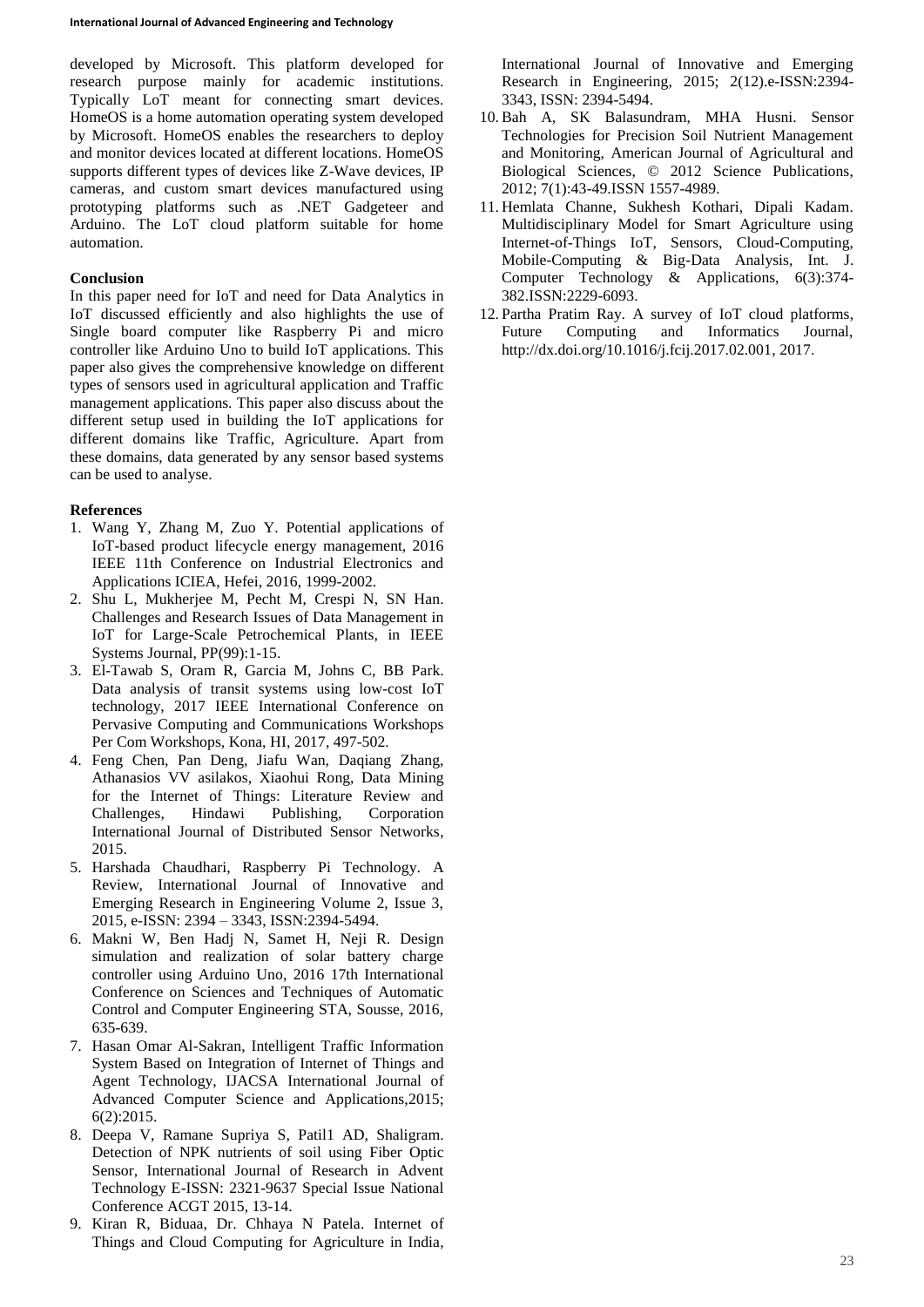developed by Microsoft. This platform developed for research purpose mainly for academic institutions. Typically LoT meant for connecting smart devices. HomeOS is a home automation operating system developed by Microsoft. HomeOS enables the researchers to deploy and monitor devices located at different locations. HomeOS supports different types of devices like Z-Wave devices, IP cameras, and custom smart devices manufactured using prototyping platforms such as .NET Gadgeteer and Arduino. The LoT cloud platform suitable for home automation.

### Conclusion

In this paper need for IoT and need for Data Analytics in IoT discussed efficiently and also highlights the use of Single board computer like Raspberry Pi and micro controller like Arduino Uno to build IoT applications. This paper also gives the comprehensive knowledge on different types of sensors used in agricultural application and Traffic management applications. This paper also discuss about the different setup used in building the IoT applications for different domains like Traffic, Agriculture. Apart from these domains, data generated by any sensor based systems can be used to analyse.

### References

1. Wang Y, Zhang M, Zuo Y. Potential applications of IoT-based product lifecycle energy management, 2016 IEEE 11th Conference on Industrial Electronics and Applications ICIEA, Hefei, 2016, 1999-2002.
2. Shu L, Mukherjee M, Pecht M, Crespi N, SN Han. Challenges and Research Issues of Data Management in IoT for Large-Scale Petrochemical Plants, in IEEE Systems Journal, PP(99):1-15.
3. El-Tawab S, Oram R, Garcia M, Johns C, BB Park. Data analysis of transit systems using low-cost IoT technology, 2017 IEEE International Conference on Pervasive Computing and Communications Workshops Per Com Workshops, Kona, HI, 2017, 497-502.
4. Feng Chen, Pan Deng, Jiafu Wan, Daqiang Zhang, Athanasios VV asilakos, Xiaohui Rong, Data Mining for the Internet of Things: Literature Review and Challenges, Hindawi Publishing, Corporation International Journal of Distributed Sensor Networks, 2015.
5. Harshada Chaudhari, Raspberry Pi Technology. A Review, International Journal of Innovative and Emerging Research in Engineering Volume 2, Issue 3, 2015, e-ISSN: 2394 – 3343, ISSN:2394-5494.
6. Makni W, Ben Hadj N, Samet H, Neji R. Design simulation and realization of solar battery charge controller using Arduino Uno, 2016 17th International Conference on Sciences and Techniques of Automatic Control and Computer Engineering STA, Sousse, 2016, 635-639.
7. Hasan Omar Al-Sakran, Intelligent Traffic Information System Based on Integration of Internet of Things and Agent Technology, IJACSA International Journal of Advanced Computer Science and Applications,2015; 6(2):2015.
8. Deepa V, Ramane Supriya S, Patil1 AD, Shaligram. Detection of NPK nutrients of soil using Fiber Optic Sensor, International Journal of Research in Advent Technology E-ISSN: 2321-9637 Special Issue National Conference ACGT 2015, 13-14.
9. Kiran R, Biduaa, Dr. Chhaya N Patela. Internet of Things and Cloud Computing for Agriculture in India, International Journal of Innovative and Emerging Research in Engineering, 2015; 2(12).e-ISSN:2394-3343, ISSN: 2394-5494.
10. Bah A, SK Balasundram, MHA Husni. Sensor Technologies for Precision Soil Nutrient Management and Monitoring, American Journal of Agricultural and Biological Sciences, © 2012 Science Publications, 2012; 7(1):43-49.ISSN 1557-4989.
11. Hemlata Channe, Sukhesh Kothari, Dipali Kadam. Multidisciplinary Model for Smart Agriculture using Internet-of-Things IoT, Sensors, Cloud-Computing, Mobile-Computing & Big-Data Analysis, Int. J. Computer Technology & Applications, 6(3):374-382.ISSN:2229-6093.
12. Partha Pratim Ray. A survey of IoT cloud platforms, Future Computing and Informatics Journal, http://dx.doi.org/10.1016/j.fcij.2017.02.001, 2017.